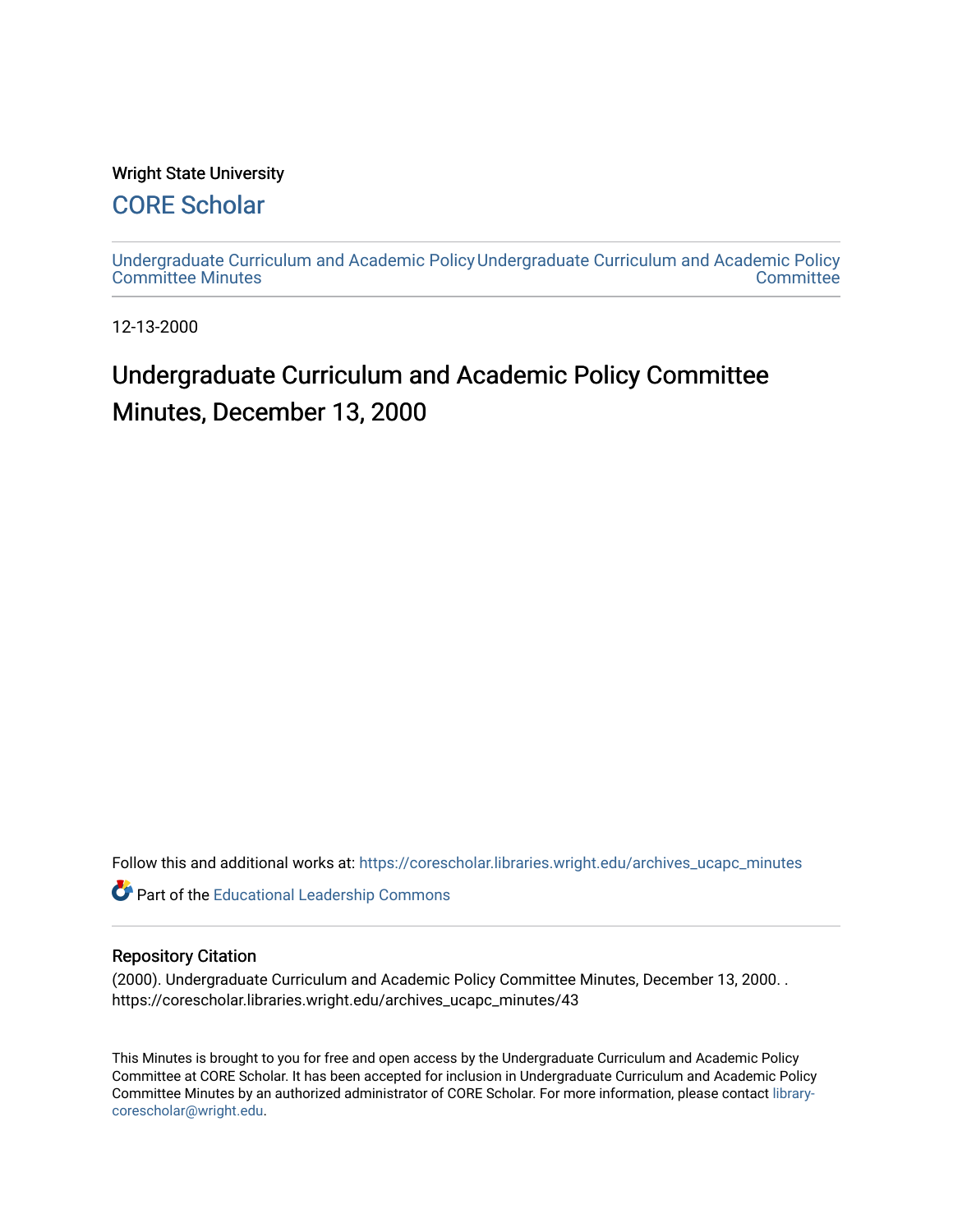Wright State University

## CORE Scholar

Undergraduate Curriculum and Academic Policy Committee Minutes

Undergraduate Curriculum and Academic Policy Committee

12-13-2000

# Undergraduate Curriculum and Academic Policy Committee Minutes, December 13, 2000

Follow this and additional works at: https://corescholar.libraries.wright.edu/archives_ucapc_minutes

Part of the Educational Leadership Commons

## Repository Citation

(2000). Undergraduate Curriculum and Academic Policy Committee Minutes, December 13, 2000. . https://corescholar.libraries.wright.edu/archives_ucapc_minutes/43

This Minutes is brought to you for free and open access by the Undergraduate Curriculum and Academic Policy Committee at CORE Scholar. It has been accepted for inclusion in Undergraduate Curriculum and Academic Policy Committee Minutes by an authorized administrator of CORE Scholar. For more information, please contact library-corescholar@wright.edu.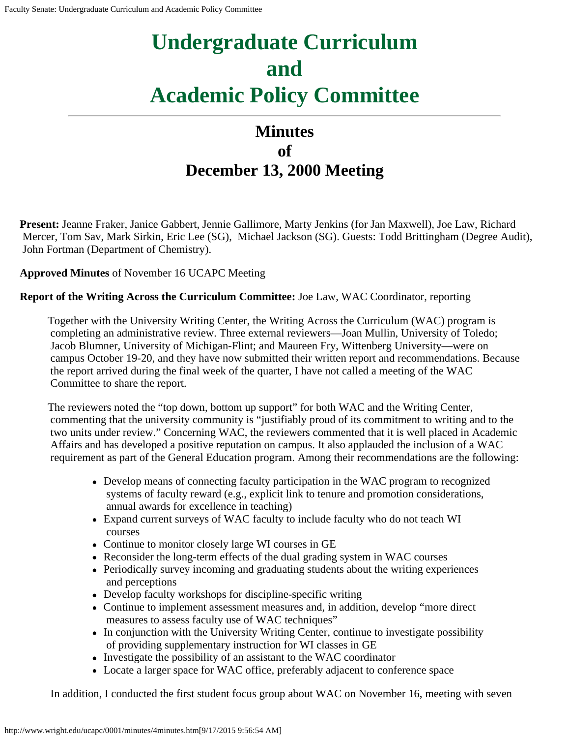# Undergraduate Curriculum and Academic Policy Committee

## Minutes of December 13, 2000 Meeting

**Present:** Jeanne Fraker, Janice Gabbert, Jennie Gallimore, Marty Jenkins (for Jan Maxwell), Joe Law, Richard Mercer, Tom Sav, Mark Sirkin, Eric Lee (SG), Michael Jackson (SG). Guests: Todd Brittingham (Degree Audit), John Fortman (Department of Chemistry).

**Approved Minutes** of November 16 UCAPC Meeting

**Report of the Writing Across the Curriculum Committee:** Joe Law, WAC Coordinator, reporting

Together with the University Writing Center, the Writing Across the Curriculum (WAC) program is completing an administrative review. Three external reviewers—Joan Mullin, University of Toledo; Jacob Blumner, University of Michigan-Flint; and Maureen Fry, Wittenberg University—were on campus October 19-20, and they have now submitted their written report and recommendations. Because the report arrived during the final week of the quarter, I have not called a meeting of the WAC Committee to share the report.

The reviewers noted the "top down, bottom up support" for both WAC and the Writing Center, commenting that the university community is "justifiably proud of its commitment to writing and to the two units under review." Concerning WAC, the reviewers commented that it is well placed in Academic Affairs and has developed a positive reputation on campus. It also applauded the inclusion of a WAC requirement as part of the General Education program. Among their recommendations are the following:

- Develop means of connecting faculty participation in the WAC program to recognized systems of faculty reward (e.g., explicit link to tenure and promotion considerations, annual awards for excellence in teaching)
- Expand current surveys of WAC faculty to include faculty who do not teach WI courses
- Continue to monitor closely large WI courses in GE
- Reconsider the long-term effects of the dual grading system in WAC courses
- Periodically survey incoming and graduating students about the writing experiences and perceptions
- Develop faculty workshops for discipline-specific writing
- Continue to implement assessment measures and, in addition, develop "more direct measures to assess faculty use of WAC techniques"
- In conjunction with the University Writing Center, continue to investigate possibility of providing supplementary instruction for WI classes in GE
- Investigate the possibility of an assistant to the WAC coordinator
- Locate a larger space for WAC office, preferably adjacent to conference space

In addition, I conducted the first student focus group about WAC on November 16, meeting with seven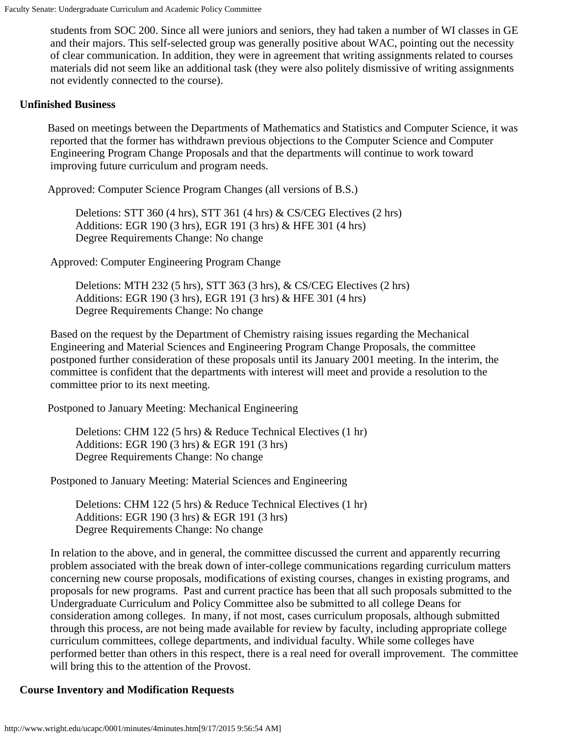students from SOC 200. Since all were juniors and seniors, they had taken a number of WI classes in GE and their majors. This self-selected group was generally positive about WAC, pointing out the necessity of clear communication. In addition, they were in agreement that writing assignments related to courses materials did not seem like an additional task (they were also politely dismissive of writing assignments not evidently connected to the course).

**Unfinished Business**

Based on meetings between the Departments of Mathematics and Statistics and Computer Science, it was reported that the former has withdrawn previous objections to the Computer Science and Computer Engineering Program Change Proposals and that the departments will continue to work toward improving future curriculum and program needs.

Approved: Computer Science Program Changes (all versions of B.S.)

> Deletions: STT 360 (4 hrs), STT 361 (4 hrs) & CS/CEG Electives (2 hrs)
> Additions: EGR 190 (3 hrs), EGR 191 (3 hrs) & HFE 301 (4 hrs)
> Degree Requirements Change: No change

Approved: Computer Engineering Program Change

> Deletions: MTH 232 (5 hrs), STT 363 (3 hrs), & CS/CEG Electives (2 hrs)
> Additions: EGR 190 (3 hrs), EGR 191 (3 hrs) & HFE 301 (4 hrs)
> Degree Requirements Change: No change

Based on the request by the Department of Chemistry raising issues regarding the Mechanical Engineering and Material Sciences and Engineering Program Change Proposals, the committee postponed further consideration of these proposals until its January 2001 meeting. In the interim, the committee is confident that the departments with interest will meet and provide a resolution to the committee prior to its next meeting.

Postponed to January Meeting: Mechanical Engineering

> Deletions: CHM 122 (5 hrs) & Reduce Technical Electives (1 hr)
> Additions: EGR 190 (3 hrs) & EGR 191 (3 hrs)
> Degree Requirements Change: No change

Postponed to January Meeting: Material Sciences and Engineering

> Deletions: CHM 122 (5 hrs) & Reduce Technical Electives (1 hr)
> Additions: EGR 190 (3 hrs) & EGR 191 (3 hrs)
> Degree Requirements Change: No change

In relation to the above, and in general, the committee discussed the current and apparently recurring problem associated with the break down of inter-college communications regarding curriculum matters concerning new course proposals, modifications of existing courses, changes in existing programs, and proposals for new programs. Past and current practice has been that all such proposals submitted to the Undergraduate Curriculum and Policy Committee also be submitted to all college Deans for consideration among colleges. In many, if not most, cases curriculum proposals, although submitted through this process, are not being made available for review by faculty, including appropriate college curriculum committees, college departments, and individual faculty. While some colleges have performed better than others in this respect, there is a real need for overall improvement. The committee will bring this to the attention of the Provost.

**Course Inventory and Modification Requests**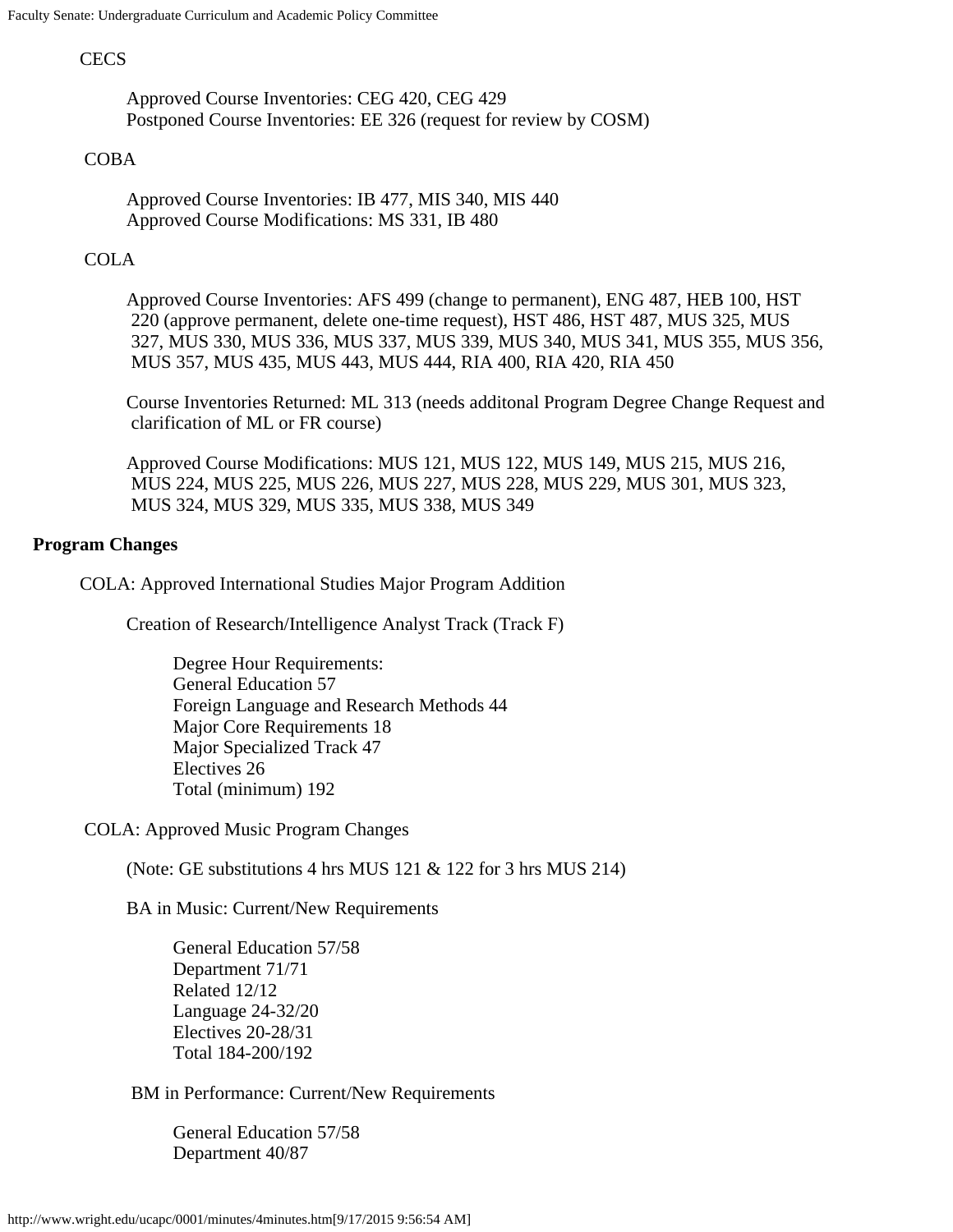CECS

Approved Course Inventories: CEG 420, CEG 429
Postponed Course Inventories: EE 326 (request for review by COSM)

COBA

Approved Course Inventories: IB 477, MIS 340, MIS 440
Approved Course Modifications: MS 331, IB 480

COLA

Approved Course Inventories: AFS 499 (change to permanent), ENG 487, HEB 100, HST 220 (approve permanent, delete one-time request), HST 486, HST 487, MUS 325, MUS 327, MUS 330, MUS 336, MUS 337, MUS 339, MUS 340, MUS 341, MUS 355, MUS 356, MUS 357, MUS 435, MUS 443, MUS 444, RIA 400, RIA 420, RIA 450

Course Inventories Returned: ML 313 (needs additonal Program Degree Change Request and clarification of ML or FR course)

Approved Course Modifications: MUS 121, MUS 122, MUS 149, MUS 215, MUS 216, MUS 224, MUS 225, MUS 226, MUS 227, MUS 228, MUS 229, MUS 301, MUS 323, MUS 324, MUS 329, MUS 335, MUS 338, MUS 349

**Program Changes**

COLA: Approved International Studies Major Program Addition

Creation of Research/Intelligence Analyst Track (Track F)

Degree Hour Requirements:
General Education 57
Foreign Language and Research Methods 44
Major Core Requirements 18
Major Specialized Track 47
Electives 26
Total (minimum) 192

COLA: Approved Music Program Changes

(Note: GE substitutions 4 hrs MUS 121 & 122 for 3 hrs MUS 214)

BA in Music: Current/New Requirements

General Education 57/58
Department 71/71
Related 12/12
Language 24-32/20
Electives 20-28/31
Total 184-200/192

BM in Performance: Current/New Requirements

General Education 57/58
Department 40/87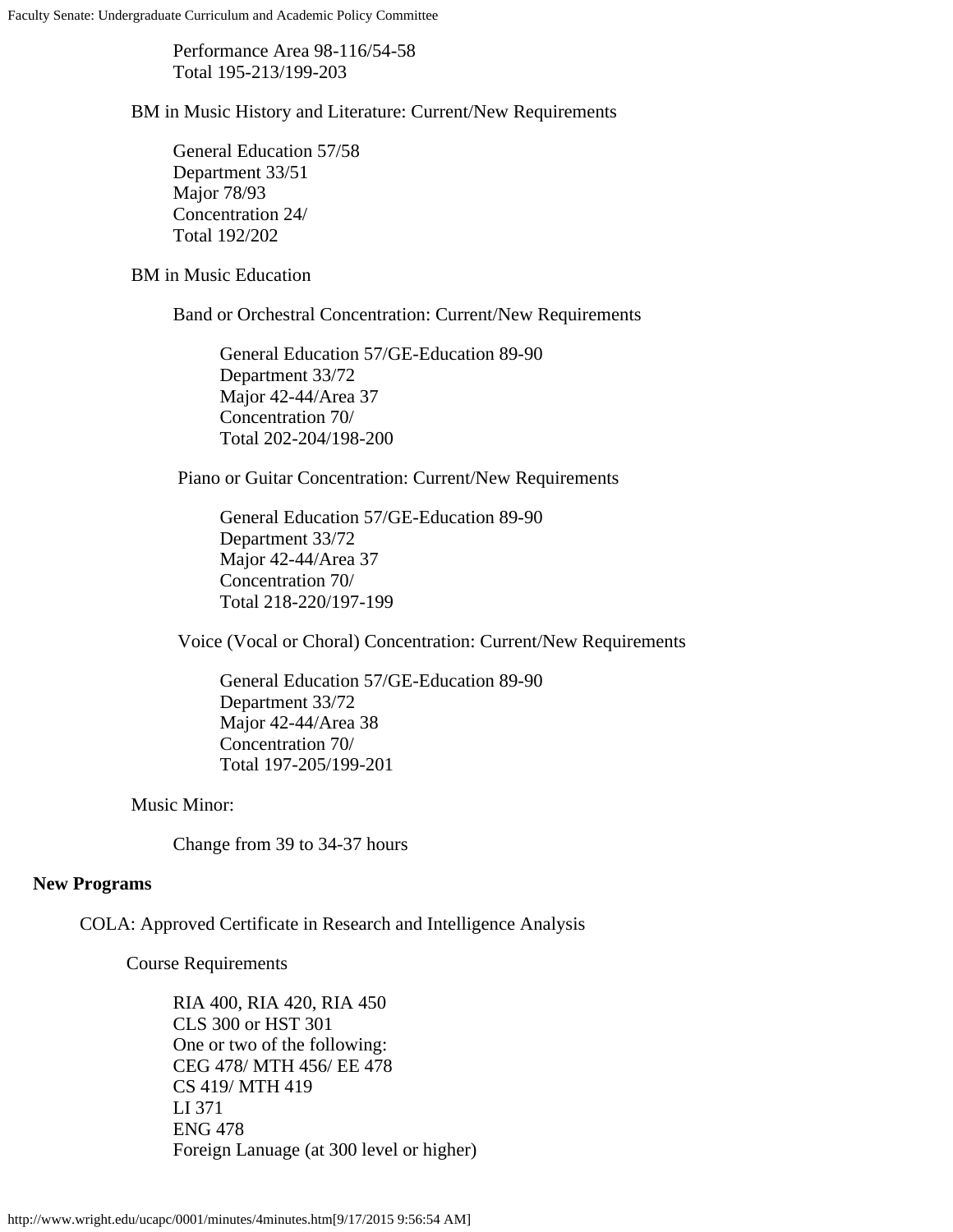Performance Area 98-116/54-58
Total 195-213/199-203

BM in Music History and Literature: Current/New Requirements

General Education 57/58
Department 33/51
Major 78/93
Concentration 24/
Total 192/202

BM in Music Education

Band or Orchestral Concentration: Current/New Requirements

General Education 57/GE-Education 89-90
Department 33/72
Major 42-44/Area 37
Concentration 70/
Total 202-204/198-200

Piano or Guitar Concentration: Current/New Requirements

General Education 57/GE-Education 89-90
Department 33/72
Major 42-44/Area 37
Concentration 70/
Total 218-220/197-199

Voice (Vocal or Choral) Concentration: Current/New Requirements

General Education 57/GE-Education 89-90
Department 33/72
Major 42-44/Area 38
Concentration 70/
Total 197-205/199-201

Music Minor:

Change from 39 to 34-37 hours

**New Programs**

COLA: Approved Certificate in Research and Intelligence Analysis

Course Requirements

RIA 400, RIA 420, RIA 450
CLS 300 or HST 301
One or two of the following:
CEG 478/ MTH 456/ EE 478
CS 419/ MTH 419
LI 371
ENG 478
Foreign Lanuage (at 300 level or higher)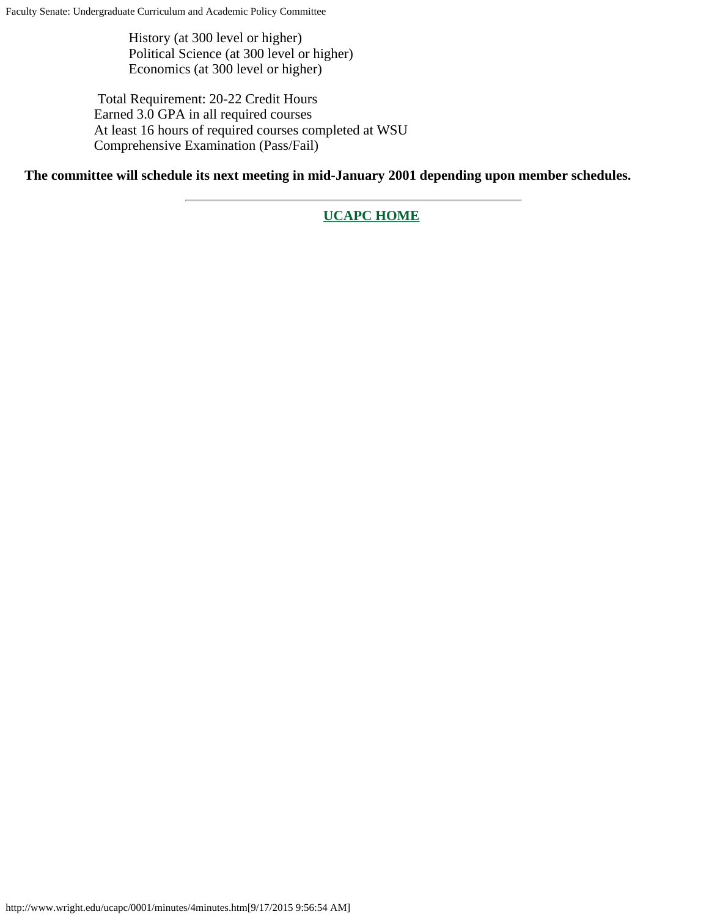History (at 300 level or higher)
Political Science (at 300 level or higher)
Economics (at 300 level or higher)

Total Requirement: 20-22 Credit Hours
Earned 3.0 GPA in all required courses
At least 16 hours of required courses completed at WSU
Comprehensive Examination (Pass/Fail)

**The committee will schedule its next meeting in mid-January 2001 depending upon member schedules.**

---

**UCAPC HOME**